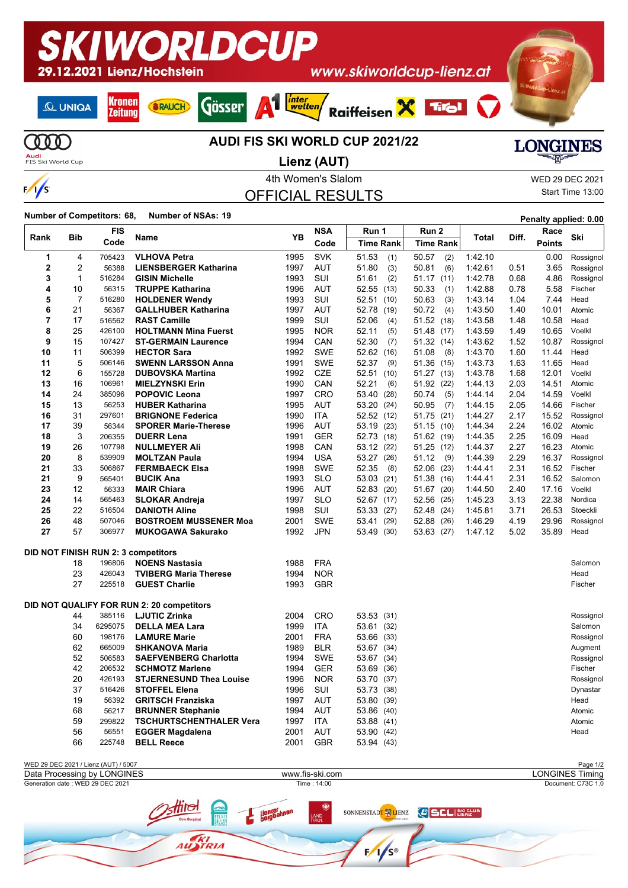# SKIWORLDCUP

29.12.2021 Lienz/Hochstein

www.skiworldcup-lienz.at

## AUDI FIS SKI WORLD CUP 2021/22

## Lienz (AUT)

4th Women's Slalom

WED 29 DEC 2021

Start Time 13:00

## OFFICIAL RESULTS

**Number of Competitors: 68, Number of NSAs: 19**

**Penalty applied: 0.00**

| Rank | Bib | FIS Code | Name | YB | NSA Code | Run 1 Time | Run 1 Rank | Run 2 Time | Run 2 Rank | Total | Diff. | Race Points | Ski |
|---|---|---|---|---|---|---|---|---|---|---|---|---|---|
| 1 | 4 | 705423 | **VLHOVA Petra** | 1995 | SVK | 51.53 | (1) | 50.57 | (2) | 1:42.10 | | 0.00 | Rossignol |
| 2 | 2 | 56388 | **LIENSBERGER Katharina** | 1997 | AUT | 51.80 | (3) | 50.81 | (6) | 1:42.61 | 0.51 | 3.65 | Rossignol |
| 3 | 1 | 516284 | **GISIN Michelle** | 1993 | SUI | 51.61 | (2) | 51.17 | (11) | 1:42.78 | 0.68 | 4.86 | Rossignol |
| 4 | 10 | 56315 | **TRUPPE Katharina** | 1996 | AUT | 52.55 | (13) | 50.33 | (1) | 1:42.88 | 0.78 | 5.58 | Fischer |
| 5 | 7 | 516280 | **HOLDENER Wendy** | 1993 | SUI | 52.51 | (10) | 50.63 | (3) | 1:43.14 | 1.04 | 7.44 | Head |
| 6 | 21 | 56367 | **GALLHUBER Katharina** | 1997 | AUT | 52.78 | (19) | 50.72 | (4) | 1:43.50 | 1.40 | 10.01 | Atomic |
| 7 | 17 | 516562 | **RAST Camille** | 1999 | SUI | 52.06 | (4) | 51.52 | (18) | 1:43.58 | 1.48 | 10.58 | Head |
| 8 | 25 | 426100 | **HOLTMANN Mina Fuerst** | 1995 | NOR | 52.11 | (5) | 51.48 | (17) | 1:43.59 | 1.49 | 10.65 | Voelkl |
| 9 | 15 | 107427 | **ST-GERMAIN Laurence** | 1994 | CAN | 52.30 | (7) | 51.32 | (14) | 1:43.62 | 1.52 | 10.87 | Rossignol |
| 10 | 11 | 506399 | **HECTOR Sara** | 1992 | SWE | 52.62 | (16) | 51.08 | (8) | 1:43.70 | 1.60 | 11.44 | Head |
| 11 | 5 | 506146 | **SWENN LARSSON Anna** | 1991 | SWE | 52.37 | (9) | 51.36 | (15) | 1:43.73 | 1.63 | 11.65 | Head |
| 12 | 6 | 155728 | **DUBOVSKA Martina** | 1992 | CZE | 52.51 | (10) | 51.27 | (13) | 1:43.78 | 1.68 | 12.01 | Voelkl |
| 13 | 16 | 106961 | **MIELZYNSKI Erin** | 1990 | CAN | 52.21 | (6) | 51.92 | (22) | 1:44.13 | 2.03 | 14.51 | Atomic |
| 14 | 24 | 385096 | **POPOVIC Leona** | 1997 | CRO | 53.40 | (28) | 50.74 | (5) | 1:44.14 | 2.04 | 14.59 | Voelkl |
| 15 | 13 | 56253 | **HUBER Katharina** | 1995 | AUT | 53.20 | (24) | 50.95 | (7) | 1:44.15 | 2.05 | 14.66 | Fischer |
| 16 | 31 | 297601 | **BRIGNONE Federica** | 1990 | ITA | 52.52 | (12) | 51.75 | (21) | 1:44.27 | 2.17 | 15.52 | Rossignol |
| 17 | 39 | 56344 | **SPORER Marie-Therese** | 1996 | AUT | 53.19 | (23) | 51.15 | (10) | 1:44.34 | 2.24 | 16.02 | Atomic |
| 18 | 3 | 206355 | **DUERR Lena** | 1991 | GER | 52.73 | (18) | 51.62 | (19) | 1:44.35 | 2.25 | 16.09 | Head |
| 19 | 26 | 107798 | **NULLMEYER Ali** | 1998 | CAN | 53.12 | (22) | 51.25 | (12) | 1:44.37 | 2.27 | 16.23 | Atomic |
| 20 | 8 | 539909 | **MOLTZAN Paula** | 1994 | USA | 53.27 | (26) | 51.12 | (9) | 1:44.39 | 2.29 | 16.37 | Rossignol |
| 21 | 33 | 506867 | **FERMBAECK Elsa** | 1998 | SWE | 52.35 | (8) | 52.06 | (23) | 1:44.41 | 2.31 | 16.52 | Fischer |
| 21 | 9 | 565401 | **BUCIK Ana** | 1993 | SLO | 53.03 | (21) | 51.38 | (16) | 1:44.41 | 2.31 | 16.52 | Salomon |
| 23 | 12 | 56333 | **MAIR Chiara** | 1996 | AUT | 52.83 | (20) | 51.67 | (20) | 1:44.50 | 2.40 | 17.16 | Voelkl |
| 24 | 14 | 565463 | **SLOKAR Andreja** | 1997 | SLO | 52.67 | (17) | 52.56 | (25) | 1:45.23 | 3.13 | 22.38 | Nordica |
| 25 | 22 | 516504 | **DANIOTH Aline** | 1998 | SUI | 53.33 | (27) | 52.48 | (24) | 1:45.81 | 3.71 | 26.53 | Stoeckli |
| 26 | 48 | 507046 | **BOSTROEM MUSSENER Moa** | 2001 | SWE | 53.41 | (29) | 52.88 | (26) | 1:46.29 | 4.19 | 29.96 | Rossignol |
| 27 | 57 | 306977 | **MUKOGAWA Sakurako** | 1992 | JPN | 53.49 | (30) | 53.63 | (27) | 1:47.12 | 5.02 | 35.89 | Head |

**DID NOT FINISH RUN 2: 3 competitors**

| Bib | FIS Code | Name | YB | NSA Code | Ski |
|---|---|---|---|---|---|
| 18 | 196806 | **NOENS Nastasia** | 1988 | FRA | Salomon |
| 23 | 426043 | **TVIBERG Maria Therese** | 1994 | NOR | Head |
| 27 | 225518 | **GUEST Charlie** | 1993 | GBR | Fischer |

**DID NOT QUALIFY FOR RUN 2: 20 competitors**

| Bib | FIS Code | Name | YB | NSA Code | Run 1 Time | Run 1 Rank | Ski |
|---|---|---|---|---|---|---|---|
| 44 | 385116 | **LJUTIC Zrinka** | 2004 | CRO | 53.53 | (31) | Rossignol |
| 34 | 6295075 | **DELLA MEA Lara** | 1999 | ITA | 53.61 | (32) | Salomon |
| 60 | 198176 | **LAMURE Marie** | 2001 | FRA | 53.66 | (33) | Rossignol |
| 62 | 665009 | **SHKANOVA Maria** | 1989 | BLR | 53.67 | (34) | Augment |
| 52 | 506583 | **SAEFVENBERG Charlotta** | 1994 | SWE | 53.67 | (34) | Rossignol |
| 42 | 206532 | **SCHMOTZ Marlene** | 1994 | GER | 53.69 | (36) | Fischer |
| 20 | 426193 | **STJERNESUND Thea Louise** | 1996 | NOR | 53.70 | (37) | Rossignol |
| 37 | 516426 | **STOFFEL Elena** | 1996 | SUI | 53.73 | (38) | Dynastar |
| 19 | 56392 | **GRITSCH Franziska** | 1997 | AUT | 53.80 | (39) | Head |
| 68 | 56217 | **BRUNNER Stephanie** | 1994 | AUT | 53.86 | (40) | Atomic |
| 59 | 299822 | **TSCHURTSCHENTHALER Vera** | 1997 | ITA | 53.88 | (41) | Atomic |
| 56 | 56551 | **EGGER Magdalena** | 2001 | AUT | 53.90 | (42) | Head |
| 66 | 225748 | **BELL Reece** | 2001 | GBR | 53.94 | (43) | |

WED 29 DEC 2021 / Lienz (AUT) / 5007

Data Processing by LONGINES | www.fis-ski.com | LONGINES Timing

Generation date : WED 29 DEC 2021 | Time : 14:00 | Document: C73C 1.0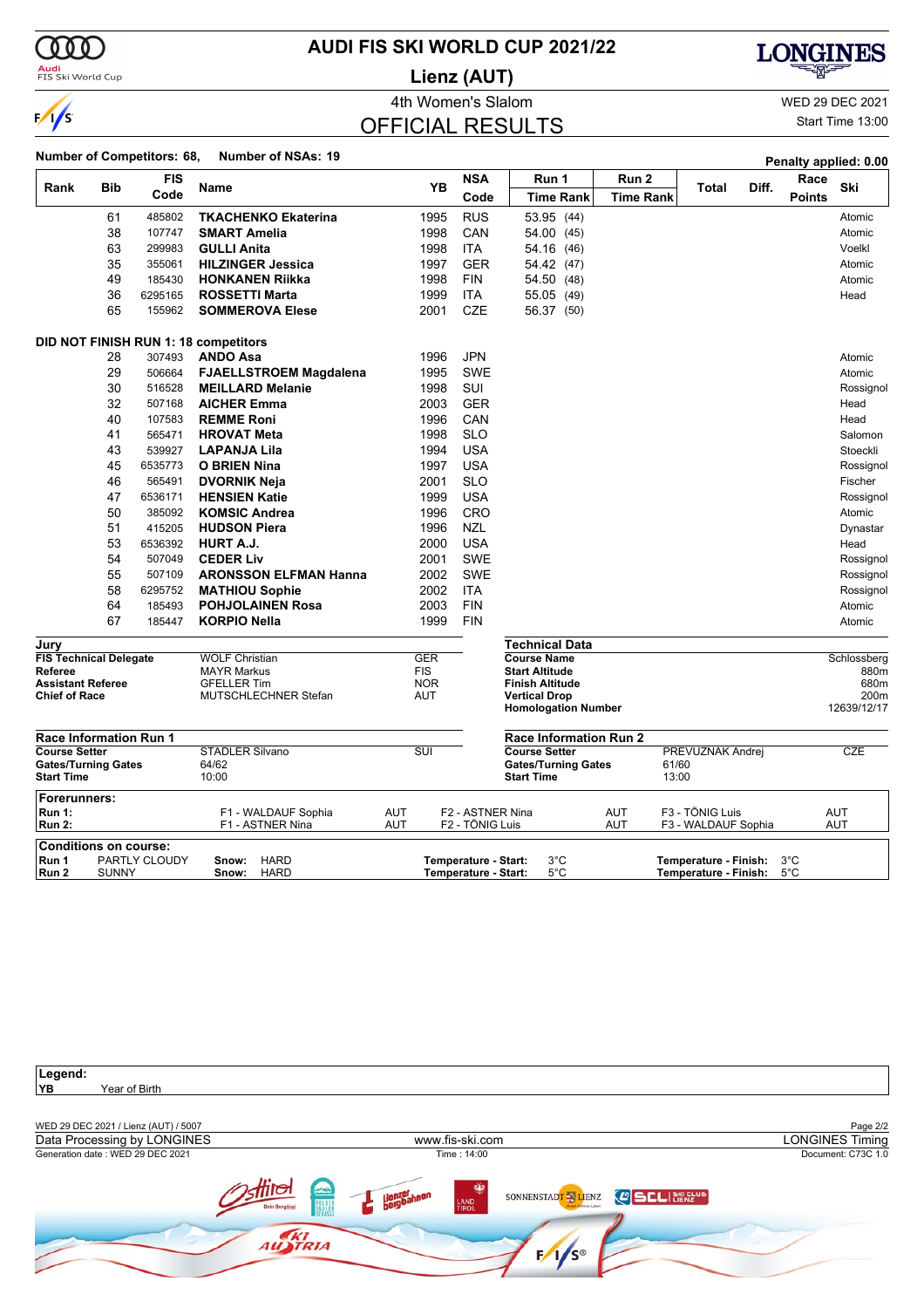# AUDI FIS SKI WORLD CUP 2021/22

## Lienz (AUT)

4th Women's Slalom

WED 29 DEC 2021

Start Time 13:00

## OFFICIAL RESULTS

**Number of Competitors: 68, Number of NSAs: 19**

**Penalty applied: 0.00**

| Rank | Bib | FIS Code | Name | YB | NSA Code | Run 1 Time Rank | Run 2 Time Rank | Total | Diff. | Race Points | Ski |
|---|---|---|---|---|---|---|---|---|---|---|---|
| | 61 | 485802 | **TKACHENKO Ekaterina** | 1995 | RUS | 53.95 (44) | | | | | Atomic |
| | 38 | 107747 | **SMART Amelia** | 1998 | CAN | 54.00 (45) | | | | | Atomic |
| | 63 | 299983 | **GULLI Anita** | 1998 | ITA | 54.16 (46) | | | | | Voelkl |
| | 35 | 355061 | **HILZINGER Jessica** | 1997 | GER | 54.42 (47) | | | | | Atomic |
| | 49 | 185430 | **HONKANEN Riikka** | 1998 | FIN | 54.50 (48) | | | | | Atomic |
| | 36 | 6295165 | **ROSSETTI Marta** | 1999 | ITA | 55.05 (49) | | | | | Head |
| | 65 | 155962 | **SOMMEROVA Elese** | 2001 | CZE | 56.37 (50) | | | | | |

**DID NOT FINISH RUN 1: 18 competitors**

| Rank | Bib | FIS Code | Name | YB | NSA Code | Run 1 Time Rank | Run 2 Time Rank | Total | Diff. | Race Points | Ski |
|---|---|---|---|---|---|---|---|---|---|---|---|
| | 28 | 307493 | **ANDO Asa** | 1996 | JPN | | | | | | Atomic |
| | 29 | 506664 | **FJAELLSTROEM Magdalena** | 1995 | SWE | | | | | | Atomic |
| | 30 | 516528 | **MEILLARD Melanie** | 1998 | SUI | | | | | | Rossignol |
| | 32 | 507168 | **AICHER Emma** | 2003 | GER | | | | | | Head |
| | 40 | 107583 | **REMME Roni** | 1996 | CAN | | | | | | Head |
| | 41 | 565471 | **HROVAT Meta** | 1998 | SLO | | | | | | Salomon |
| | 43 | 539927 | **LAPANJA Lila** | 1994 | USA | | | | | | Stoeckli |
| | 45 | 6535773 | **O BRIEN Nina** | 1997 | USA | | | | | | Rossignol |
| | 46 | 565491 | **DVORNIK Neja** | 2001 | SLO | | | | | | Fischer |
| | 47 | 6536171 | **HENSIEN Katie** | 1999 | USA | | | | | | Rossignol |
| | 50 | 385092 | **KOMSIC Andrea** | 1996 | CRO | | | | | | Atomic |
| | 51 | 415205 | **HUDSON Piera** | 1996 | NZL | | | | | | Dynastar |
| | 53 | 6536392 | **HURT A.J.** | 2000 | USA | | | | | | Head |
| | 54 | 507049 | **CEDER Liv** | 2001 | SWE | | | | | | Rossignol |
| | 55 | 507109 | **ARONSSON ELFMAN Hanna** | 2002 | SWE | | | | | | Rossignol |
| | 58 | 6295752 | **MATHIOU Sophie** | 2002 | ITA | | | | | | Rossignol |
| | 64 | 185493 | **POHJOLAINEN Rosa** | 2003 | FIN | | | | | | Atomic |
| | 67 | 185447 | **KORPIO Nella** | 1999 | FIN | | | | | | Atomic |

### Jury

| | | |
|---|---|---|
| **FIS Technical Delegate** | WOLF Christian | GER |
| **Referee** | MAYR Markus | FIS |
| **Assistant Referee** | GFELLER Tim | NOR |
| **Chief of Race** | MUTSCHLECHNER Stefan | AUT |

### Technical Data

| | |
|---|---|
| **Course Name** | Schlossberg |
| **Start Altitude** | 880m |
| **Finish Altitude** | 680m |
| **Vertical Drop** | 200m |
| **Homologation Number** | 12639/12/17 |

### Race Information Run 1

| | | |
|---|---|---|
| **Course Setter** | STADLER Silvano | SUI |
| **Gates/Turning Gates** | 64/62 | |
| **Start Time** | 10:00 | |

### Race Information Run 2

| | | |
|---|---|---|
| **Course Setter** | PREVUZNAK Andrej | CZE |
| **Gates/Turning Gates** | 61/60 | |
| **Start Time** | 13:00 | |

### Forerunners:

| | | | | | | |
|---|---|---|---|---|---|---|
| **Run 1:** | F1 - WALDAUF Sophia | AUT | F2 - ASTNER Nina | AUT | F3 - TÖNIG Luis | AUT |
| **Run 2:** | F1 - ASTNER Nina | AUT | F2 - TÖNIG Luis | AUT | F3 - WALDAUF Sophia | AUT |

### Conditions on course:

| | | | | |
|---|---|---|---|---|
| **Run 1** | PARTLY CLOUDY | **Snow:** HARD | **Temperature - Start:** 3°C | **Temperature - Finish:** 3°C |
| **Run 2** | SUNNY | **Snow:** HARD | **Temperature - Start:** 5°C | **Temperature - Finish:** 5°C |

**Legend:**

**YB** Year of Birth

WED 29 DEC 2021 / Lienz (AUT) / 5007

Data Processing by LONGINES — www.fis-ski.com — LONGINES Timing

Generation date : WED 29 DEC 2021 — Time : 14:00 — Document: C73C 1.0